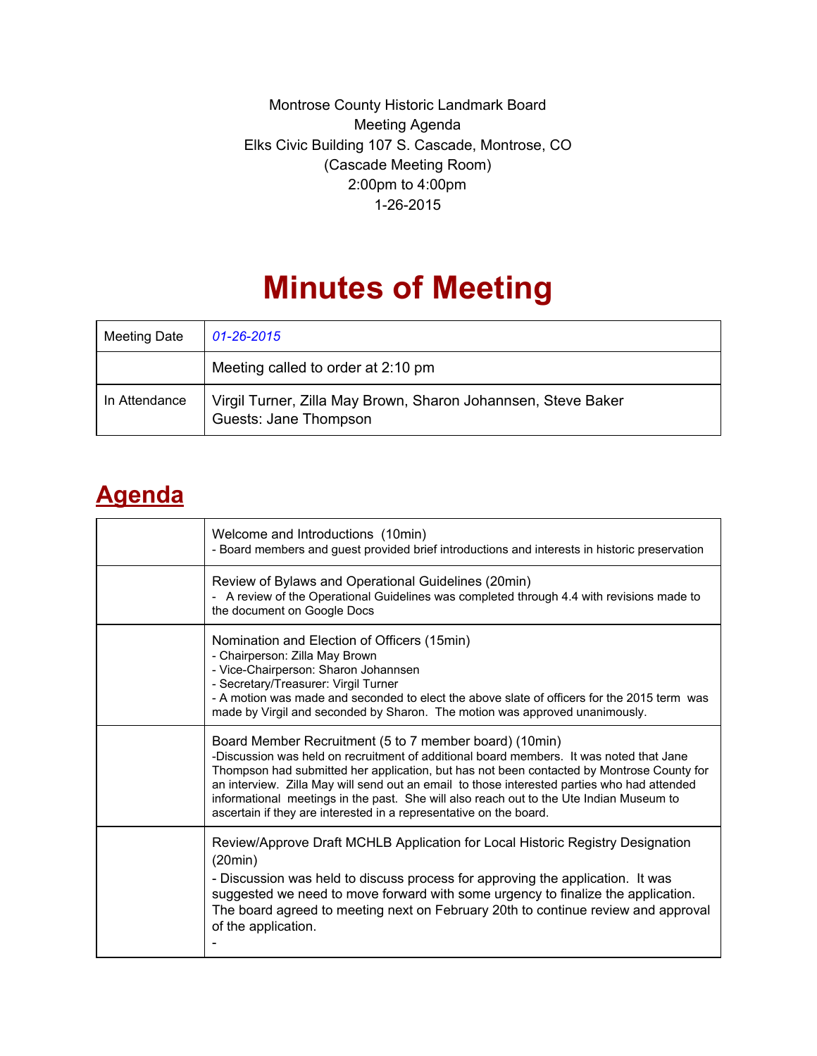Montrose County Historic Landmark Board
Meeting Agenda
Elks Civic Building 107 S. Cascade, Montrose, CO
(Cascade Meeting Room)
2:00pm to 4:00pm
1-26-2015

# Minutes of Meeting

| Meeting Date | *01-26-2015* |
|---|---|
| | Meeting called to order at 2:10 pm |
| In Attendance | Virgil Turner, Zilla May Brown, Sharon Johannsen, Steve Baker<br>Guests: Jane Thompson |

## Agenda

| | |
|---|---|
| | Welcome and Introductions (10min)<br>- Board members and guest provided brief introductions and interests in historic preservation |
| | Review of Bylaws and Operational Guidelines (20min)<br>- A review of the Operational Guidelines was completed through 4.4 with revisions made to the document on Google Docs |
| | Nomination and Election of Officers (15min)<br>- Chairperson: Zilla May Brown<br>- Vice-Chairperson: Sharon Johannsen<br>- Secretary/Treasurer: Virgil Turner<br>- A motion was made and seconded to elect the above slate of officers for the 2015 term was made by Virgil and seconded by Sharon. The motion was approved unanimously. |
| | Board Member Recruitment (5 to 7 member board) (10min)<br>-Discussion was held on recruitment of additional board members. It was noted that Jane Thompson had submitted her application, but has not been contacted by Montrose County for an interview. Zilla May will send out an email to those interested parties who had attended informational meetings in the past. She will also reach out to the Ute Indian Museum to ascertain if they are interested in a representative on the board. |
| | Review/Approve Draft MCHLB Application for Local Historic Registry Designation (20min)<br>- Discussion was held to discuss process for approving the application. It was suggested we need to move forward with some urgency to finalize the application. The board agreed to meeting next on February 20th to continue review and approval of the application.<br>- |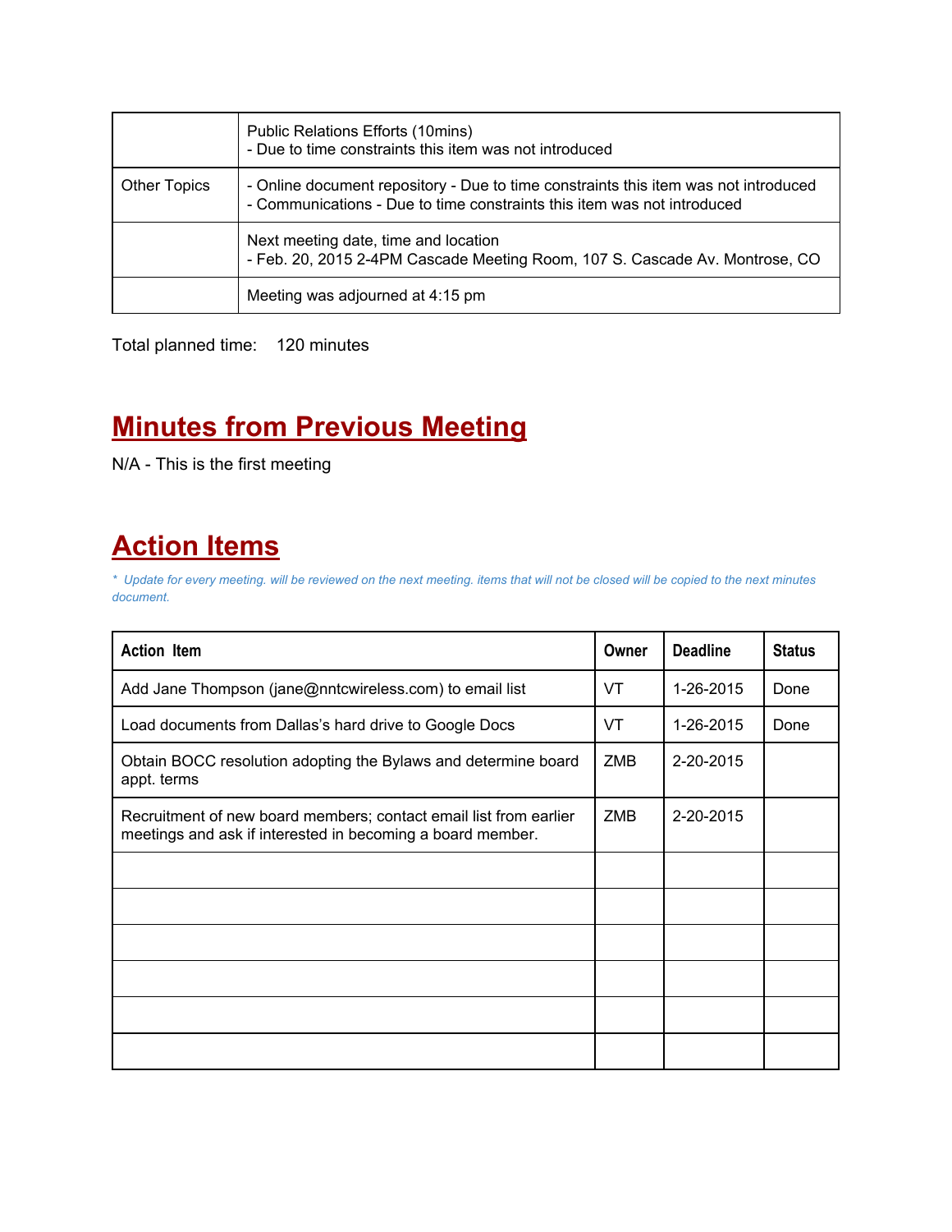| | |
|---|---|
| | Public Relations Efforts (10mins)<br>- Due to time constraints this item was not introduced |
| Other Topics | - Online document repository - Due to time constraints this item was not introduced<br>- Communications - Due to time constraints this item was not introduced |
| | Next meeting date, time and location<br>- Feb. 20, 2015 2-4PM Cascade Meeting Room, 107 S. Cascade Av. Montrose, CO |
| | Meeting was adjourned at 4:15 pm |

Total planned time: 120 minutes

## Minutes from Previous Meeting

N/A - This is the first meeting

## Action Items

*\* Update for every meeting. will be reviewed on the next meeting. items that will not be closed will be copied to the next minutes document.*

| Action Item | Owner | Deadline | Status |
|---|---|---|---|
| Add Jane Thompson (jane@nntcwireless.com) to email list | VT | 1-26-2015 | Done |
| Load documents from Dallas's hard drive to Google Docs | VT | 1-26-2015 | Done |
| Obtain BOCC resolution adopting the Bylaws and determine board appt. terms | ZMB | 2-20-2015 | |
| Recruitment of new board members; contact email list from earlier meetings and ask if interested in becoming a board member. | ZMB | 2-20-2015 | |
| | | | |
| | | | |
| | | | |
| | | | |
| | | | |
| | | | |